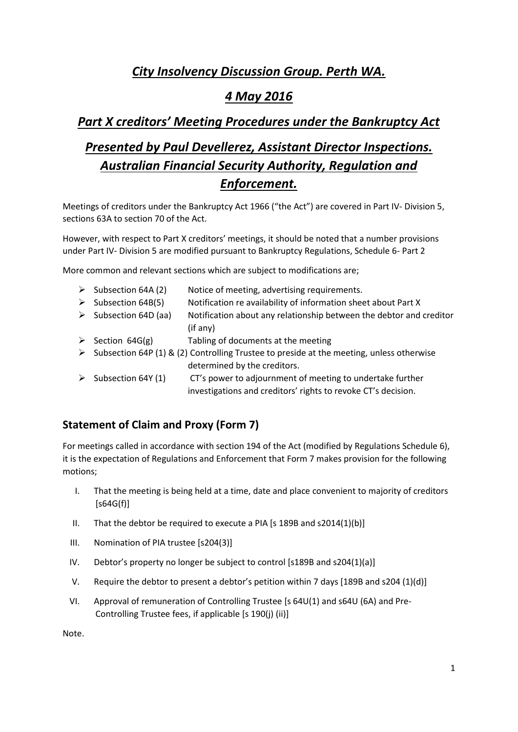# *City Insolvency Discussion Group. Perth WA.*

# *4 May 2016*

## *Part X creditors' Meeting Procedures under the Bankruptcy Act*

## *Presented by Paul Devellerez, Assistant Director Inspections. Australian Financial Security Authority, Regulation and Enforcement.*

Meetings of creditors under the Bankruptcy Act 1966 ("the Act") are covered in Part IV- Division 5, sections 63A to section 70 of the Act.

However, with respect to Part X creditors' meetings, it should be noted that a number provisions under Part IV- Division 5 are modified pursuant to Bankruptcy Regulations, Schedule 6- Part 2

More common and relevant sections which are subject to modifications are;

- Subsection 64A (2) Notice of meeting, advertising requirements.
- Subsection 64B(5) Notification re availability of information sheet about Part X
- Subsection 64D (aa) Notification about any relationship between the debtor and creditor (if any)
- Section 64G(g) Tabling of documents at the meeting
- Subsection 64P (1) & (2) Controlling Trustee to preside at the meeting, unless otherwise determined by the creditors.
- Subsection 64Y (1) CT's power to adjournment of meeting to undertake further investigations and creditors' rights to revoke CT's decision.

### Statement of Claim and Proxy (Form 7)

For meetings called in accordance with section 194 of the Act (modified by Regulations Schedule 6), it is the expectation of Regulations and Enforcement that Form 7 makes provision for the following motions;

I. That the meeting is being held at a time, date and place convenient to majority of creditors [s64G(f)]
II. That the debtor be required to execute a PIA [s 189B and s2014(1)(b)]
III. Nomination of PIA trustee [s204(3)]
IV. Debtor's property no longer be subject to control [s189B and s204(1)(a)]
V. Require the debtor to present a debtor's petition within 7 days [189B and s204 (1)(d)]
VI. Approval of remuneration of Controlling Trustee [s 64U(1) and s64U (6A) and Pre-Controlling Trustee fees, if applicable [s 190(j) (ii)]

Note.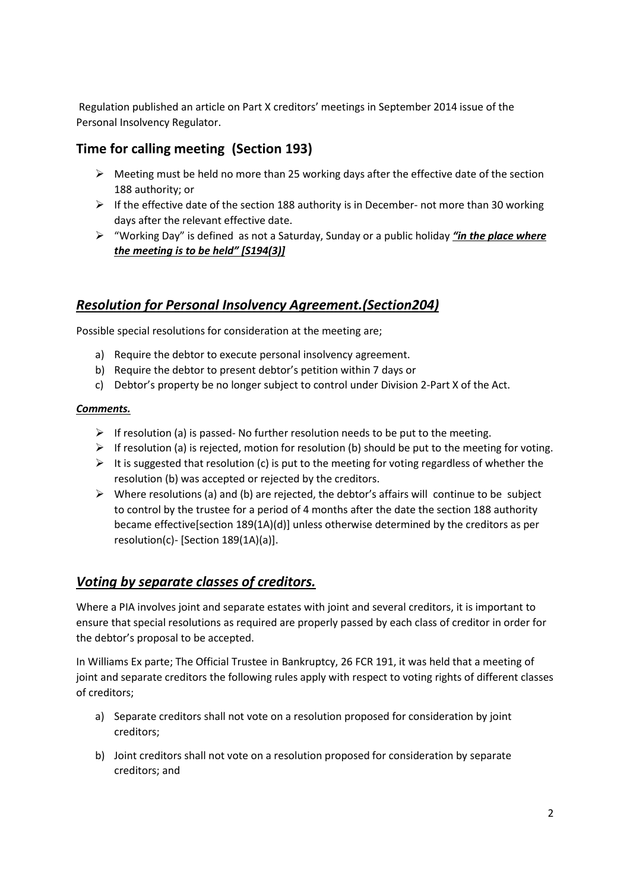Regulation published an article on Part X creditors' meetings in September 2014 issue of the Personal Insolvency Regulator.

## Time for calling meeting (Section 193)

- Meeting must be held no more than 25 working days after the effective date of the section 188 authority; or
- If the effective date of the section 188 authority is in December- not more than 30 working days after the relevant effective date.
- "Working Day" is defined as not a Saturday, Sunday or a public holiday ***"in the place where the meeting is to be held" [S194(3)]***

## *Resolution for Personal Insolvency Agreement.(Section204)*

Possible special resolutions for consideration at the meeting are;

a) Require the debtor to execute personal insolvency agreement.
b) Require the debtor to present debtor's petition within 7 days or
c) Debtor's property be no longer subject to control under Division 2-Part X of the Act.

***Comments.***

- If resolution (a) is passed- No further resolution needs to be put to the meeting.
- If resolution (a) is rejected, motion for resolution (b) should be put to the meeting for voting.
- It is suggested that resolution (c) is put to the meeting for voting regardless of whether the resolution (b) was accepted or rejected by the creditors.
- Where resolutions (a) and (b) are rejected, the debtor's affairs will continue to be subject to control by the trustee for a period of 4 months after the date the section 188 authority became effective[section 189(1A)(d)] unless otherwise determined by the creditors as per resolution(c)- [Section 189(1A)(a)].

## *Voting by separate classes of creditors.*

Where a PIA involves joint and separate estates with joint and several creditors, it is important to ensure that special resolutions as required are properly passed by each class of creditor in order for the debtor's proposal to be accepted.

In Williams Ex parte; The Official Trustee in Bankruptcy, 26 FCR 191, it was held that a meeting of joint and separate creditors the following rules apply with respect to voting rights of different classes of creditors;

a) Separate creditors shall not vote on a resolution proposed for consideration by joint creditors;

b) Joint creditors shall not vote on a resolution proposed for consideration by separate creditors; and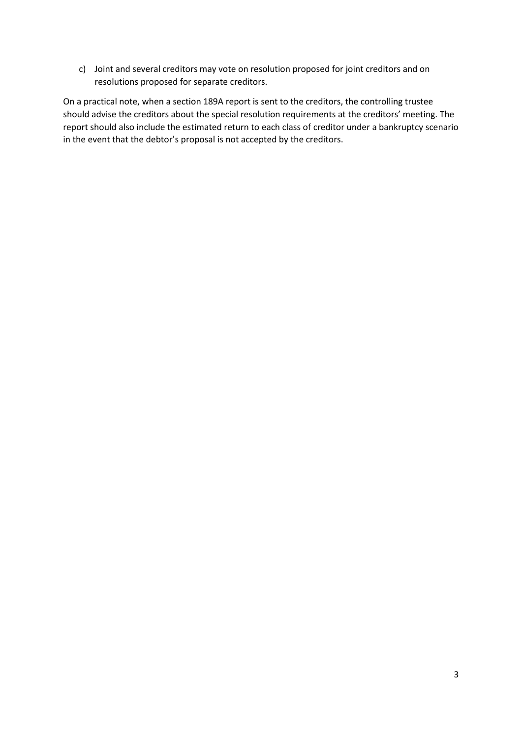c) Joint and several creditors may vote on resolution proposed for joint creditors and on resolutions proposed for separate creditors.

On a practical note, when a section 189A report is sent to the creditors, the controlling trustee should advise the creditors about the special resolution requirements at the creditors' meeting. The report should also include the estimated return to each class of creditor under a bankruptcy scenario in the event that the debtor's proposal is not accepted by the creditors.